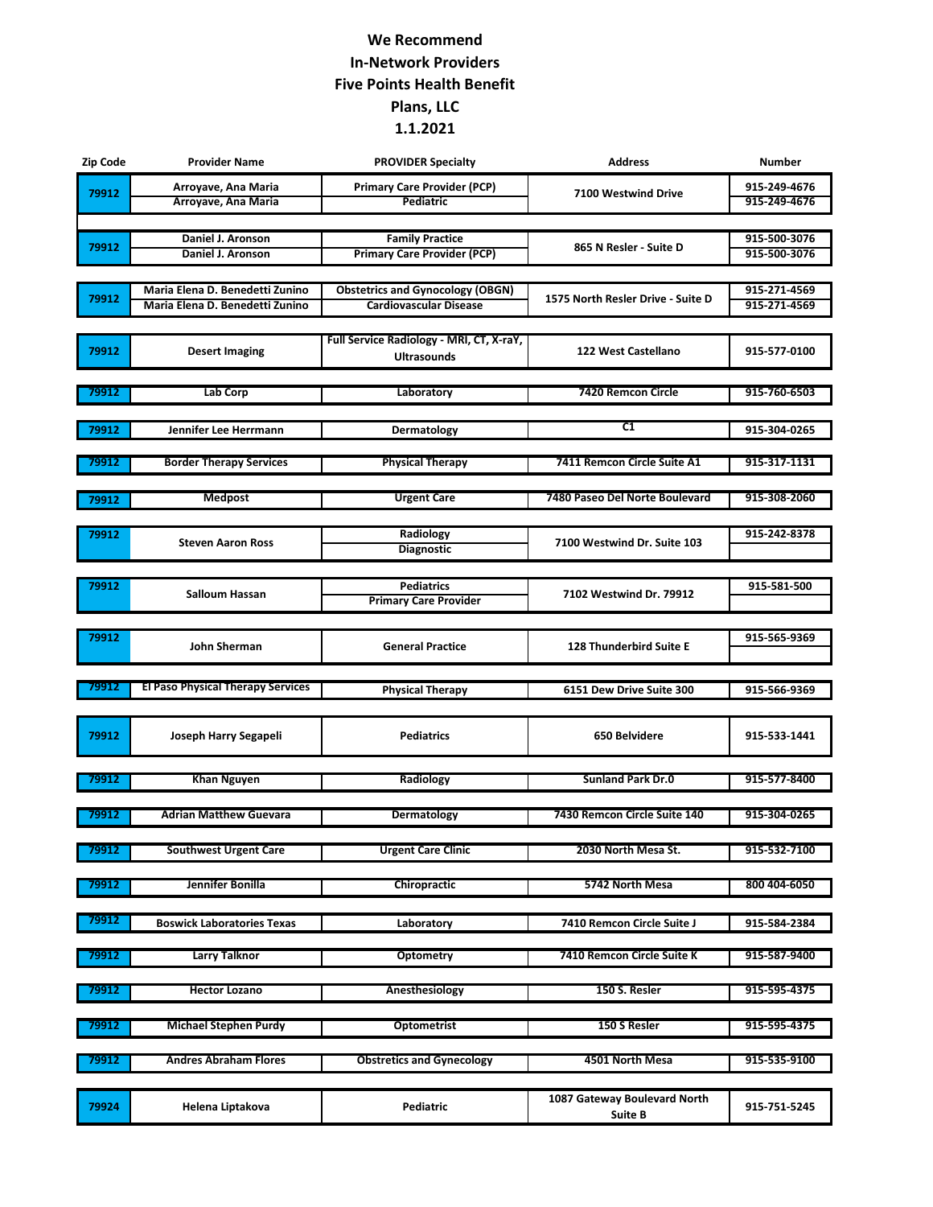# We Recommend
# In-Network Providers
# Five Points Health Benefit Plans, LLC
# 1.1.2021

| Zip Code | Provider Name | PROVIDER Specialty | Address | Number |
|---|---|---|---|---|
| 79912 | Arroyave, Ana Maria | Primary Care Provider (PCP) | 7100 Westwind Drive | 915-249-4676 |
| | Arroyave, Ana Maria | Pediatric | | 915-249-4676 |
| 79912 | Daniel J. Aronson | Family Practice | 865 N Resler - Suite D | 915-500-3076 |
| | Daniel J. Aronson | Primary Care Provider (PCP) | | 915-500-3076 |
| 79912 | Maria Elena D. Benedetti Zunino | Obstetrics and Gynocology (OBGN) | 1575 North Resler Drive - Suite D | 915-271-4569 |
| | Maria Elena D. Benedetti Zunino | Cardiovascular Disease | | 915-271-4569 |
| 79912 | Desert Imaging | Full Service Radiology - MRI, CT, X-raY, Ultrasounds | 122 West Castellano | 915-577-0100 |
| 79912 | Lab Corp | Laboratory | 7420 Remcon Circle | 915-760-6503 |
| 79912 | Jennifer Lee Herrmann | Dermatology | C1 | 915-304-0265 |
| 79912 | Border Therapy Services | Physical Therapy | 7411 Remcon Circle Suite A1 | 915-317-1131 |
| 79912 | Medpost | Urgent Care | 7480 Paseo Del Norte Boulevard | 915-308-2060 |
| 79912 | Steven Aaron Ross | Radiology | 7100 Westwind Dr. Suite 103 | 915-242-8378 |
| | | Diagnostic | | |
| 79912 | Salloum Hassan | Pediatrics | 7102 Westwind Dr. 79912 | 915-581-500 |
| | | Primary Care Provider | | |
| 79912 | John Sherman | General Practice | 128 Thunderbird Suite E | 915-565-9369 |
| 79912 | El Paso Physical Therapy Services | Physical Therapy | 6151 Dew Drive Suite 300 | 915-566-9369 |
| 79912 | Joseph Harry Segapeli | Pediatrics | 650 Belvidere | 915-533-1441 |
| 79912 | Khan Nguyen | Radiology | Sunland Park Dr.0 | 915-577-8400 |
| 79912 | Adrian Matthew Guevara | Dermatology | 7430 Remcon Circle Suite 140 | 915-304-0265 |
| 79912 | Southwest Urgent Care | Urgent Care Clinic | 2030 North Mesa St. | 915-532-7100 |
| 79912 | Jennifer Bonilla | Chiropractic | 5742 North Mesa | 800 404-6050 |
| 79912 | Boswick Laboratories Texas | Laboratory | 7410 Remcon Circle Suite J | 915-584-2384 |
| 79912 | Larry Talknor | Optometry | 7410 Remcon Circle Suite K | 915-587-9400 |
| 79912 | Hector Lozano | Anesthesiology | 150 S. Resler | 915-595-4375 |
| 79912 | Michael Stephen Purdy | Optometrist | 150 S Resler | 915-595-4375 |
| 79912 | Andres Abraham Flores | Obstretics and Gynecology | 4501 North Mesa | 915-535-9100 |
| 79924 | Helena Liptakova | Pediatric | 1087 Gateway Boulevard North Suite B | 915-751-5245 |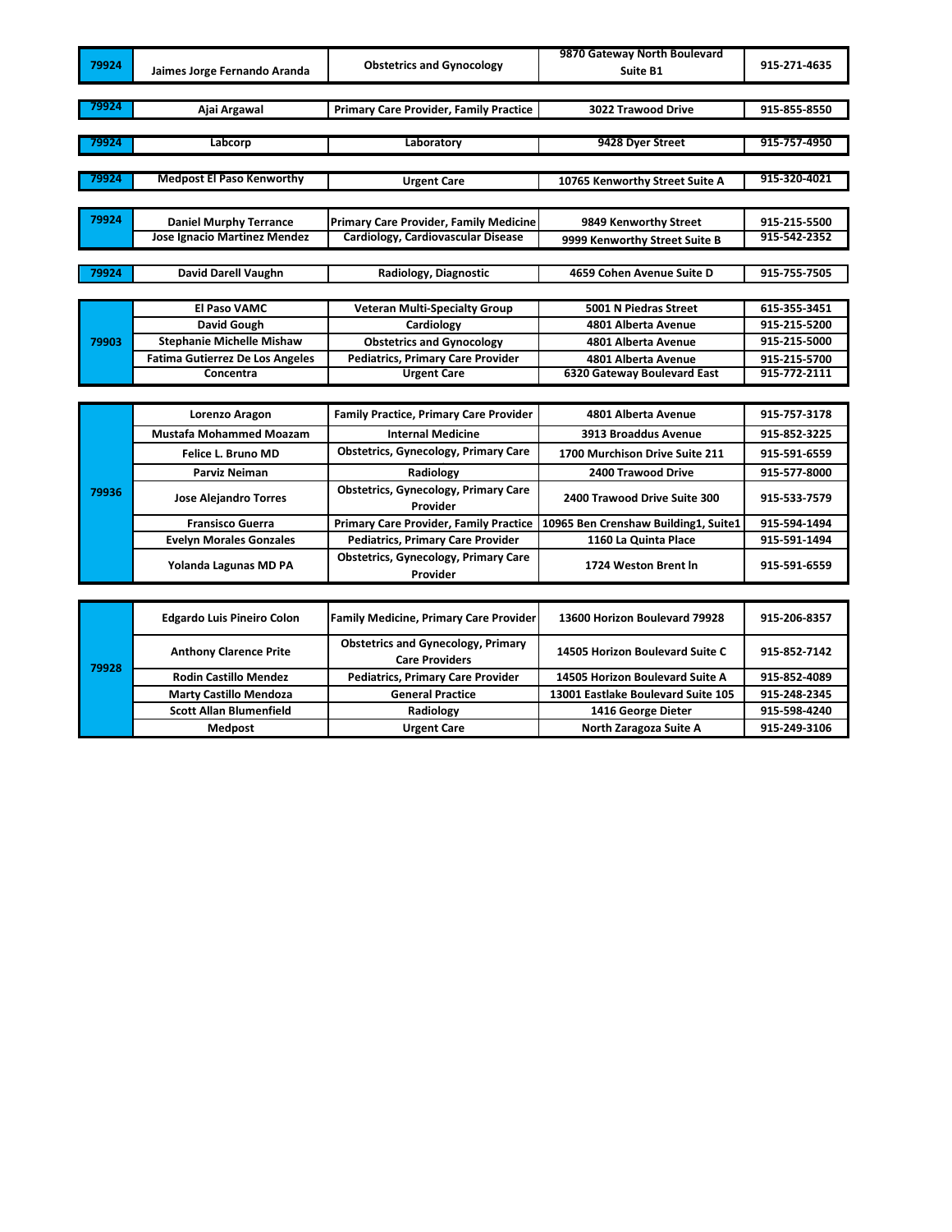| | | | | |
|---|---|---|---|---|
| 79924 | Jaimes Jorge Fernando Aranda | Obstetrics and Gynocology | 9870 Gateway North Boulevard Suite B1 | 915-271-4635 |
| 79924 | Ajai Argawal | Primary Care Provider, Family Practice | 3022 Trawood Drive | 915-855-8550 |
| 79924 | Labcorp | Laboratory | 9428 Dyer Street | 915-757-4950 |
| 79924 | Medpost El Paso Kenworthy | Urgent Care | 10765 Kenworthy Street Suite A | 915-320-4021 |
| 79924 | Daniel Murphy Terrance | Primary Care Provider, Family Medicine | 9849 Kenworthy Street | 915-215-5500 |
| | Jose Ignacio Martinez Mendez | Cardiology, Cardiovascular Disease | 9999 Kenworthy Street Suite B | 915-542-2352 |
| 79924 | David Darell Vaughn | Radiology, Diagnostic | 4659 Cohen Avenue Suite D | 915-755-7505 |
| 79903 | El Paso VAMC | Veteran Multi-Specialty Group | 5001 N Piedras Street | 615-355-3451 |
| | David Gough | Cardiology | 4801 Alberta Avenue | 915-215-5200 |
| | Stephanie Michelle Mishaw | Obstetrics and Gynocology | 4801 Alberta Avenue | 915-215-5000 |
| | Fatima Gutierrez De Los Angeles | Pediatrics, Primary Care Provider | 4801 Alberta Avenue | 915-215-5700 |
| | Concentra | Urgent Care | 6320 Gateway Boulevard East | 915-772-2111 |
| 79936 | Lorenzo Aragon | Family Practice, Primary Care Provider | 4801 Alberta Avenue | 915-757-3178 |
| | Mustafa Mohammed Moazam | Internal Medicine | 3913 Broaddus Avenue | 915-852-3225 |
| | Felice L. Bruno MD | Obstetrics, Gynecology, Primary Care | 1700 Murchison Drive Suite 211 | 915-591-6559 |
| | Parviz Neiman | Radiology | 2400 Trawood Drive | 915-577-8000 |
| | Jose Alejandro Torres | Obstetrics, Gynecology, Primary Care Provider | 2400 Trawood Drive Suite 300 | 915-533-7579 |
| | Fransisco Guerra | Primary Care Provider, Family Practice | 10965 Ben Crenshaw Building1, Suite1 | 915-594-1494 |
| | Evelyn Morales Gonzales | Pediatrics, Primary Care Provider | 1160 La Quinta Place | 915-591-1494 |
| | Yolanda Lagunas MD PA | Obstetrics, Gynecology, Primary Care Provider | 1724 Weston Brent ln | 915-591-6559 |
| 79928 | Edgardo Luis Pineiro Colon | Family Medicine, Primary Care Provider | 13600 Horizon Boulevard 79928 | 915-206-8357 |
| | Anthony Clarence Prite | Obstetrics and Gynecology, Primary Care Providers | 14505 Horizon Boulevard Suite C | 915-852-7142 |
| | Rodin Castillo Mendez | Pediatrics, Primary Care Provider | 14505 Horizon Boulevard Suite A | 915-852-4089 |
| | Marty Castillo Mendoza | General Practice | 13001 Eastlake Boulevard Suite 105 | 915-248-2345 |
| | Scott Allan Blumenfield | Radiology | 1416 George Dieter | 915-598-4240 |
| | Medpost | Urgent Care | North Zaragoza Suite A | 915-249-3106 |